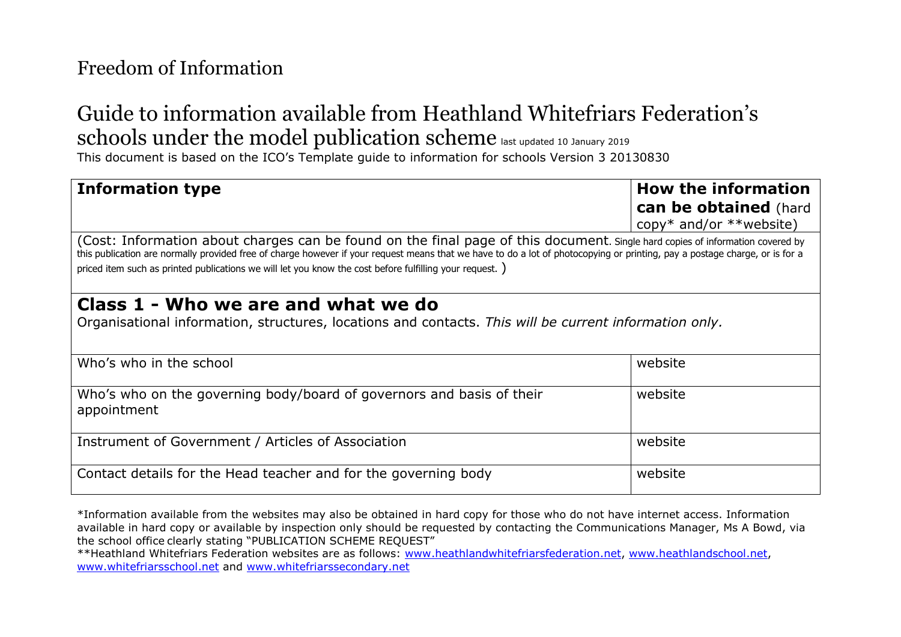# Freedom of Information

## Guide to information available from Heathland Whitefriars Federation's schools under the model publication scheme last updated 10 January 2019

This document is based on the ICO's Template guide to information for schools Version 3 20130830

| **Information type** | **How the information can be obtained** (hard copy* and/or **website) |
|---|---|
| (Cost: Information about charges can be found on the final page of this document. Single hard copies of information covered by this publication are normally provided free of charge however if your request means that we have to do a lot of photocopying or printing, pay a postage charge, or is for a priced item such as printed publications we will let you know the cost before fulfilling your request. ) | |
| **Class 1 - Who we are and what we do**<br>Organisational information, structures, locations and contacts. *This will be current information only.* | |
| Who's who in the school | website |
| Who's who on the governing body/board of governors and basis of their appointment | website |
| Instrument of Government / Articles of Association | website |
| Contact details for the Head teacher and for the governing body | website |

*Information available from the websites may also be obtained in hard copy for those who do not have internet access. Information available in hard copy or available by inspection only should be requested by contacting the Communications Manager, Ms A Bowd, via the school office clearly stating "PUBLICATION SCHEME REQUEST"

**Heathland Whitefriars Federation websites are as follows: www.heathlandwhitefriarsfederation.net, www.heathlandschool.net, www.whitefriarsschool.net and www.whitefriarssecondary.net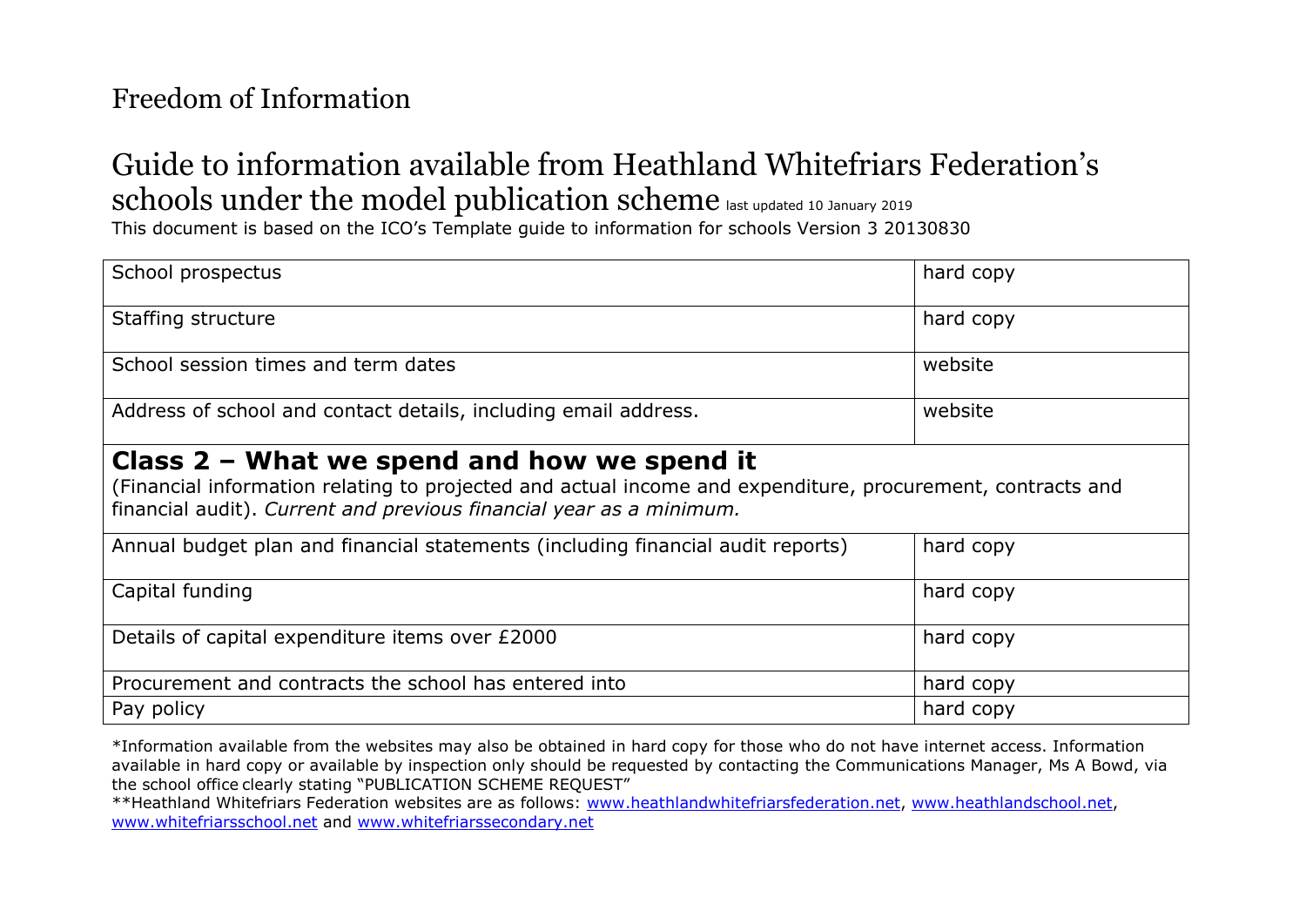# Freedom of Information

## Guide to information available from Heathland Whitefriars Federation's schools under the model publication scheme last updated 10 January 2019

This document is based on the ICO's Template guide to information for schools Version 3 20130830

| | |
|---|---|
| School prospectus | hard copy |
| Staffing structure | hard copy |
| School session times and term dates | website |
| Address of school and contact details, including email address. | website |
| **Class 2 – What we spend and how we spend it**<br>(Financial information relating to projected and actual income and expenditure, procurement, contracts and financial audit). *Current and previous financial year as a minimum.* | |
| Annual budget plan and financial statements (including financial audit reports) | hard copy |
| Capital funding | hard copy |
| Details of capital expenditure items over £2000 | hard copy |
| Procurement and contracts the school has entered into | hard copy |
| Pay policy | hard copy |

*Information available from the websites may also be obtained in hard copy for those who do not have internet access. Information available in hard copy or available by inspection only should be requested by contacting the Communications Manager, Ms A Bowd, via the school office clearly stating "PUBLICATION SCHEME REQUEST"

**Heathland Whitefriars Federation websites are as follows: www.heathlandwhitefriarsfederation.net, www.heathlandschool.net, www.whitefriarsschool.net and www.whitefriarssecondary.net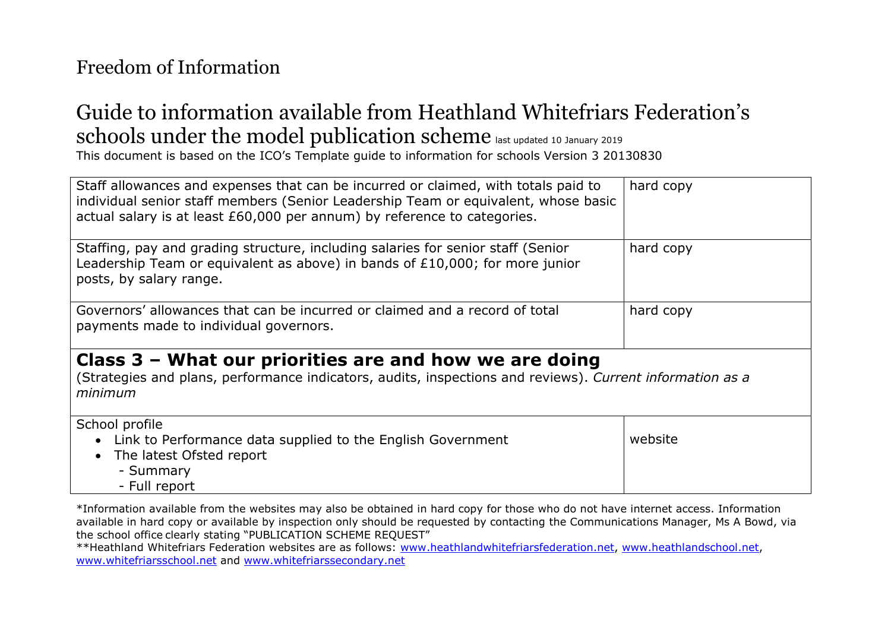# Freedom of Information

## Guide to information available from Heathland Whitefriars Federation's schools under the model publication scheme last updated 10 January 2019

This document is based on the ICO's Template guide to information for schools Version 3 20130830

| | |
|---|---|
| Staff allowances and expenses that can be incurred or claimed, with totals paid to individual senior staff members (Senior Leadership Team or equivalent, whose basic actual salary is at least £60,000 per annum) by reference to categories. | hard copy |
| Staffing, pay and grading structure, including salaries for senior staff (Senior Leadership Team or equivalent as above) in bands of £10,000; for more junior posts, by salary range. | hard copy |
| Governors' allowances that can be incurred or claimed and a record of total payments made to individual governors. | hard copy |
| **Class 3 – What our priorities are and how we are doing**<br>(Strategies and plans, performance indicators, audits, inspections and reviews). *Current information as a minimum* | |
| School profile<br>• Link to Performance data supplied to the English Government<br>• The latest Ofsted report<br>&nbsp;&nbsp;- Summary<br>&nbsp;&nbsp;- Full report | website |

*Information available from the websites may also be obtained in hard copy for those who do not have internet access. Information available in hard copy or available by inspection only should be requested by contacting the Communications Manager, Ms A Bowd, via the school office clearly stating "PUBLICATION SCHEME REQUEST"

**Heathland Whitefriars Federation websites are as follows: www.heathlandwhitefriarsfederation.net, www.heathlandschool.net, www.whitefriarsschool.net and www.whitefriarssecondary.net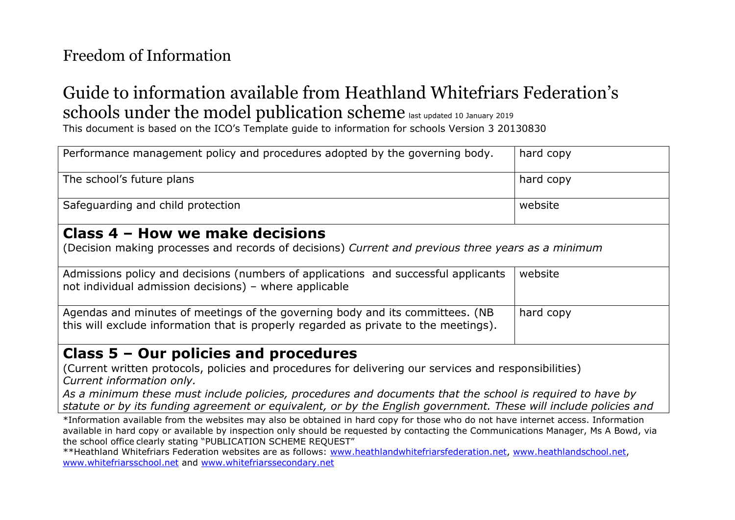Freedom of Information

# Guide to information available from Heathland Whitefriars Federation's schools under the model publication scheme last updated 10 January 2019

This document is based on the ICO's Template guide to information for schools Version 3 20130830

| | |
|---|---|
| Performance management policy and procedures adopted by the governing body. | hard copy |
| The school's future plans | hard copy |
| Safeguarding and child protection | website |

## Class 4 – How we make decisions

(Decision making processes and records of decisions) *Current and previous three years as a minimum*

| | |
|---|---|
| Admissions policy and decisions (numbers of applications and successful applicants not individual admission decisions) – where applicable | website |
| Agendas and minutes of meetings of the governing body and its committees. (NB this will exclude information that is properly regarded as private to the meetings). | hard copy |

## Class 5 – Our policies and procedures

(Current written protocols, policies and procedures for delivering our services and responsibilities)
*Current information only.*

*As a minimum these must include policies, procedures and documents that the school is required to have by statute or by its funding agreement or equivalent, or by the English government. These will include policies and*

*Information available from the websites may also be obtained in hard copy for those who do not have internet access. Information available in hard copy or available by inspection only should be requested by contacting the Communications Manager, Ms A Bowd, via the school office clearly stating "PUBLICATION SCHEME REQUEST"

**Heathland Whitefriars Federation websites are as follows: www.heathlandwhitefriarsfederation.net, www.heathlandschool.net, www.whitefriarsschool.net and www.whitefriarssecondary.net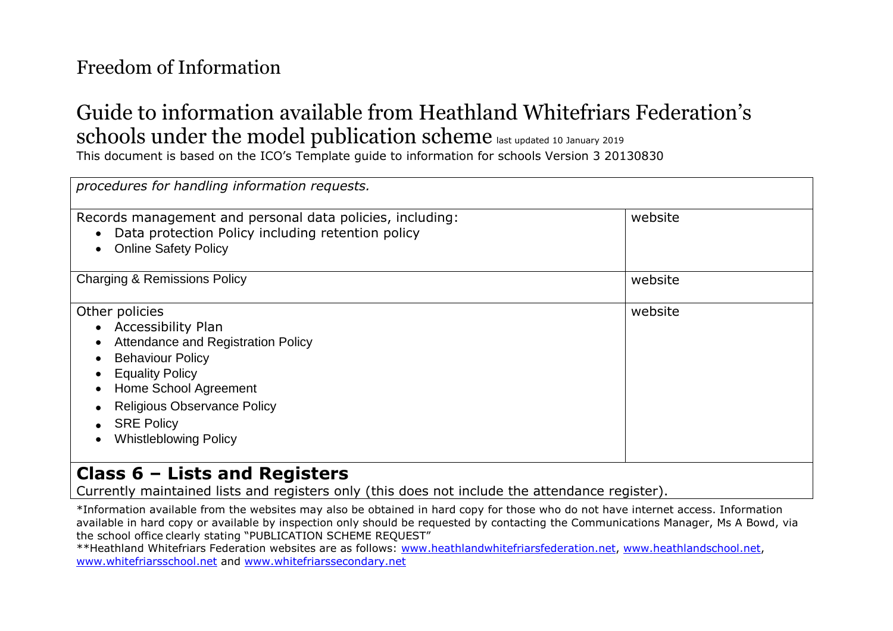Freedom of Information

# Guide to information available from Heathland Whitefriars Federation's schools under the model publication scheme last updated 10 January 2019

This document is based on the ICO's Template guide to information for schools Version 3 20130830

| | |
|---|---|
| *procedures for handling information requests.* | |
| Records management and personal data policies, including:<br>• Data protection Policy including retention policy<br>• Online Safety Policy | website |
| Charging & Remissions Policy | website |
| Other policies<br>• Accessibility Plan<br>• Attendance and Registration Policy<br>• Behaviour Policy<br>• Equality Policy<br>• Home School Agreement<br>• Religious Observance Policy<br>• SRE Policy<br>• Whistleblowing Policy | website |

## Class 6 – Lists and Registers

Currently maintained lists and registers only (this does not include the attendance register).

*Information available from the websites may also be obtained in hard copy for those who do not have internet access. Information available in hard copy or available by inspection only should be requested by contacting the Communications Manager, Ms A Bowd, via the school office clearly stating "PUBLICATION SCHEME REQUEST"

**Heathland Whitefriars Federation websites are as follows: www.heathlandwhitefriarsfederation.net, www.heathlandschool.net, www.whitefriarsschool.net and www.whitefriarssecondary.net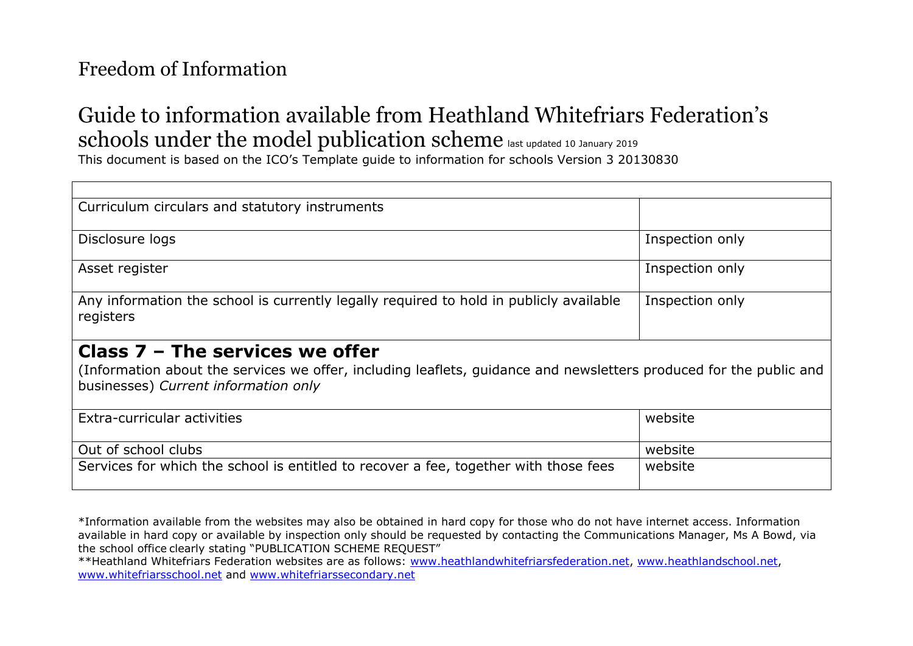# Freedom of Information

## Guide to information available from Heathland Whitefriars Federation's schools under the model publication scheme last updated 10 January 2019

This document is based on the ICO's Template guide to information for schools Version 3 20130830

| | |
|---|---|
| Curriculum circulars and statutory instruments | |
| Disclosure logs | Inspection only |
| Asset register | Inspection only |
| Any information the school is currently legally required to hold in publicly available registers | Inspection only |
| **Class 7 – The services we offer**<br>(Information about the services we offer, including leaflets, guidance and newsletters produced for the public and businesses) *Current information only* | |
| Extra-curricular activities | website |
| Out of school clubs | website |
| Services for which the school is entitled to recover a fee, together with those fees | website |

*Information available from the websites may also be obtained in hard copy for those who do not have internet access. Information available in hard copy or available by inspection only should be requested by contacting the Communications Manager, Ms A Bowd, via the school office clearly stating "PUBLICATION SCHEME REQUEST"

**Heathland Whitefriars Federation websites are as follows: www.heathlandwhitefriarsfederation.net, www.heathlandschool.net, www.whitefriarsschool.net and www.whitefriarssecondary.net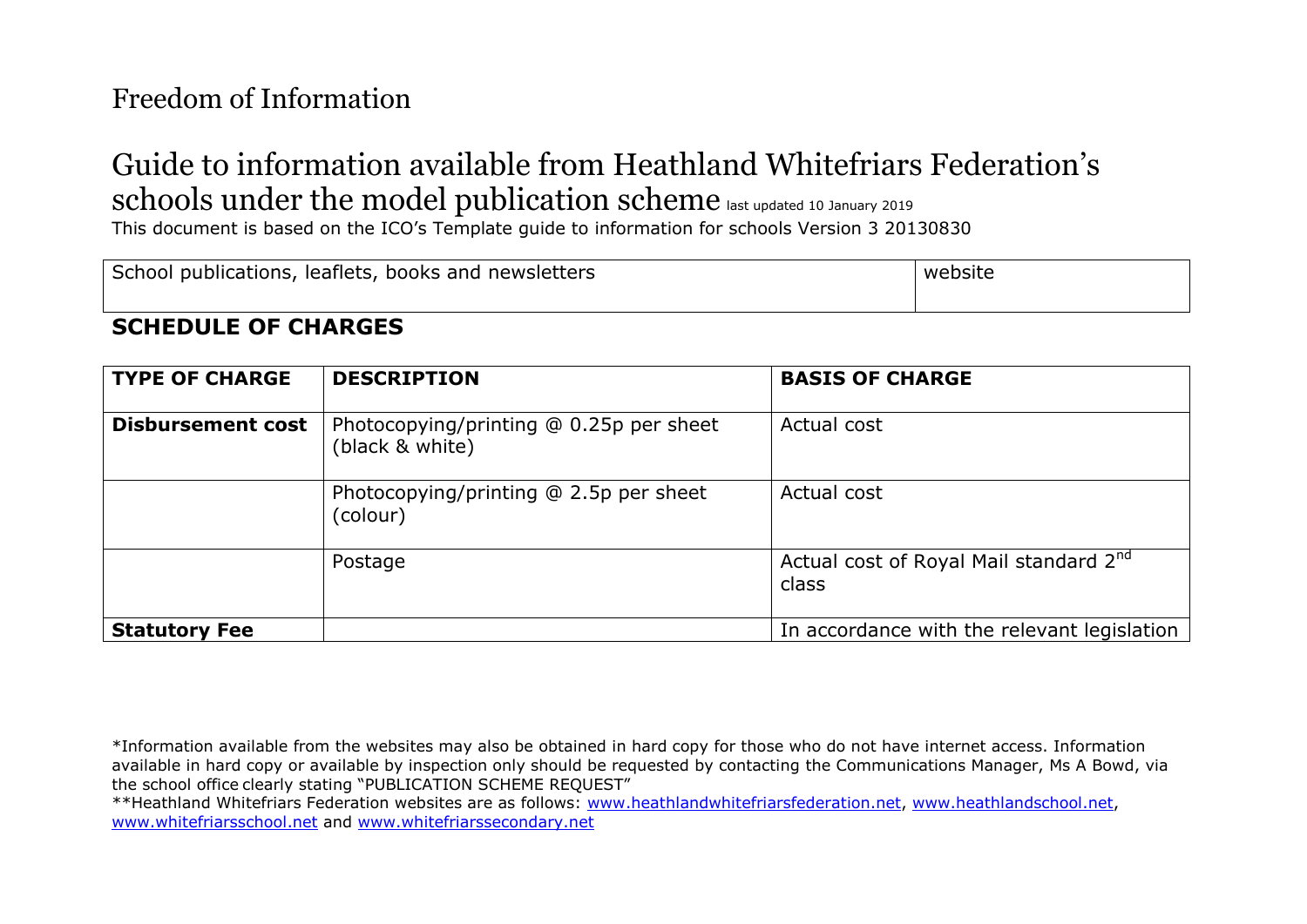Freedom of Information

# Guide to information available from Heathland Whitefriars Federation's schools under the model publication scheme last updated 10 January 2019

This document is based on the ICO's Template guide to information for schools Version 3 20130830

| | |
|---|---|
| School publications, leaflets, books and newsletters | website |

## SCHEDULE OF CHARGES

| TYPE OF CHARGE | DESCRIPTION | BASIS OF CHARGE |
|---|---|---|
| **Disbursement cost** | Photocopying/printing @ 0.25p per sheet (black & white) | Actual cost |
| | Photocopying/printing @ 2.5p per sheet (colour) | Actual cost |
| | Postage | Actual cost of Royal Mail standard 2nd class |
| **Statutory Fee** | | In accordance with the relevant legislation |

*Information available from the websites may also be obtained in hard copy for those who do not have internet access. Information available in hard copy or available by inspection only should be requested by contacting the Communications Manager, Ms A Bowd, via the school office clearly stating "PUBLICATION SCHEME REQUEST"

**Heathland Whitefriars Federation websites are as follows: www.heathlandwhitefriarsfederation.net, www.heathlandschool.net, www.whitefriarsschool.net and www.whitefriarssecondary.net